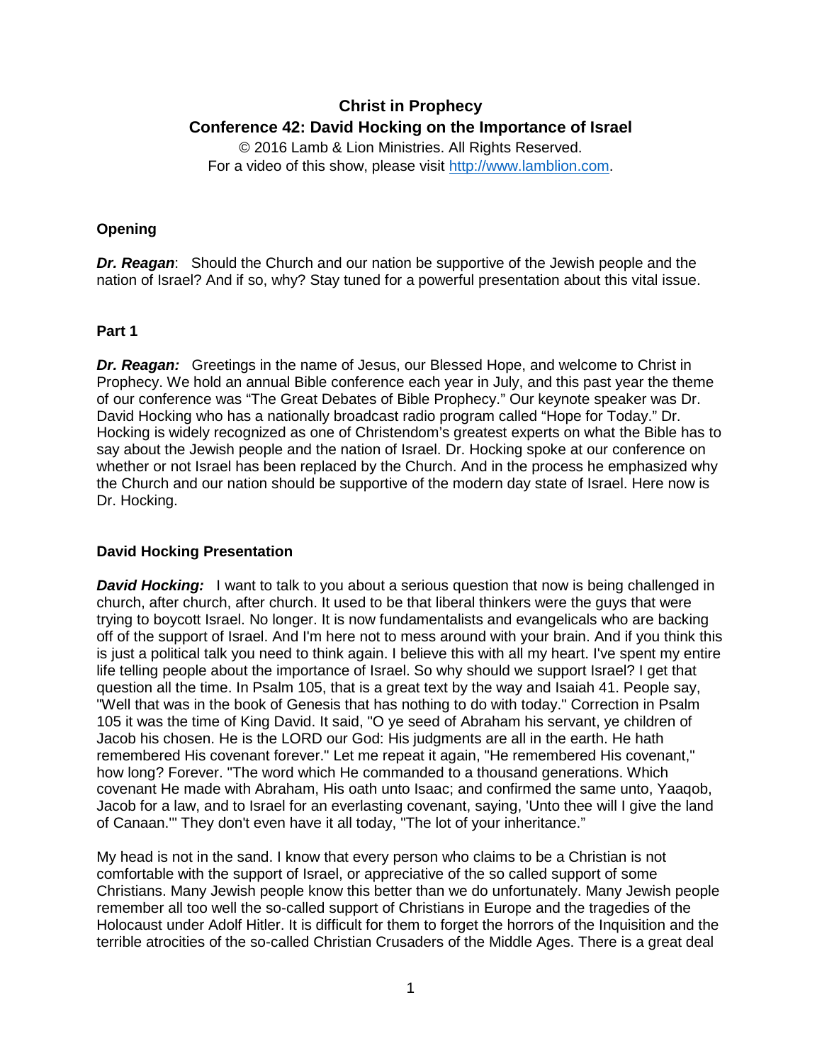# Christ in Prophecy
## Conference 42: David Hocking on the Importance of Israel

© 2016 Lamb & Lion Ministries. All Rights Reserved.
For a video of this show, please visit http://www.lamblion.com.

### Opening

***Dr. Reagan***: Should the Church and our nation be supportive of the Jewish people and the nation of Israel? And if so, why? Stay tuned for a powerful presentation about this vital issue.

### Part 1

***Dr. Reagan:*** Greetings in the name of Jesus, our Blessed Hope, and welcome to Christ in Prophecy. We hold an annual Bible conference each year in July, and this past year the theme of our conference was "The Great Debates of Bible Prophecy." Our keynote speaker was Dr. David Hocking who has a nationally broadcast radio program called "Hope for Today." Dr. Hocking is widely recognized as one of Christendom's greatest experts on what the Bible has to say about the Jewish people and the nation of Israel. Dr. Hocking spoke at our conference on whether or not Israel has been replaced by the Church. And in the process he emphasized why the Church and our nation should be supportive of the modern day state of Israel. Here now is Dr. Hocking.

### David Hocking Presentation

***David Hocking:*** I want to talk to you about a serious question that now is being challenged in church, after church, after church. It used to be that liberal thinkers were the guys that were trying to boycott Israel. No longer. It is now fundamentalists and evangelicals who are backing off of the support of Israel. And I'm here not to mess around with your brain. And if you think this is just a political talk you need to think again. I believe this with all my heart. I've spent my entire life telling people about the importance of Israel. So why should we support Israel? I get that question all the time. In Psalm 105, that is a great text by the way and Isaiah 41. People say, "Well that was in the book of Genesis that has nothing to do with today." Correction in Psalm 105 it was the time of King David. It said, "O ye seed of Abraham his servant, ye children of Jacob his chosen. He is the LORD our God: His judgments are all in the earth. He hath remembered His covenant forever." Let me repeat it again, "He remembered His covenant," how long? Forever. "The word which He commanded to a thousand generations. Which covenant He made with Abraham, His oath unto Isaac; and confirmed the same unto, Yaaqob, Jacob for a law, and to Israel for an everlasting covenant, saying, 'Unto thee will I give the land of Canaan.'" They don't even have it all today, "The lot of your inheritance."

My head is not in the sand. I know that every person who claims to be a Christian is not comfortable with the support of Israel, or appreciative of the so called support of some Christians. Many Jewish people know this better than we do unfortunately. Many Jewish people remember all too well the so-called support of Christians in Europe and the tragedies of the Holocaust under Adolf Hitler. It is difficult for them to forget the horrors of the Inquisition and the terrible atrocities of the so-called Christian Crusaders of the Middle Ages. There is a great deal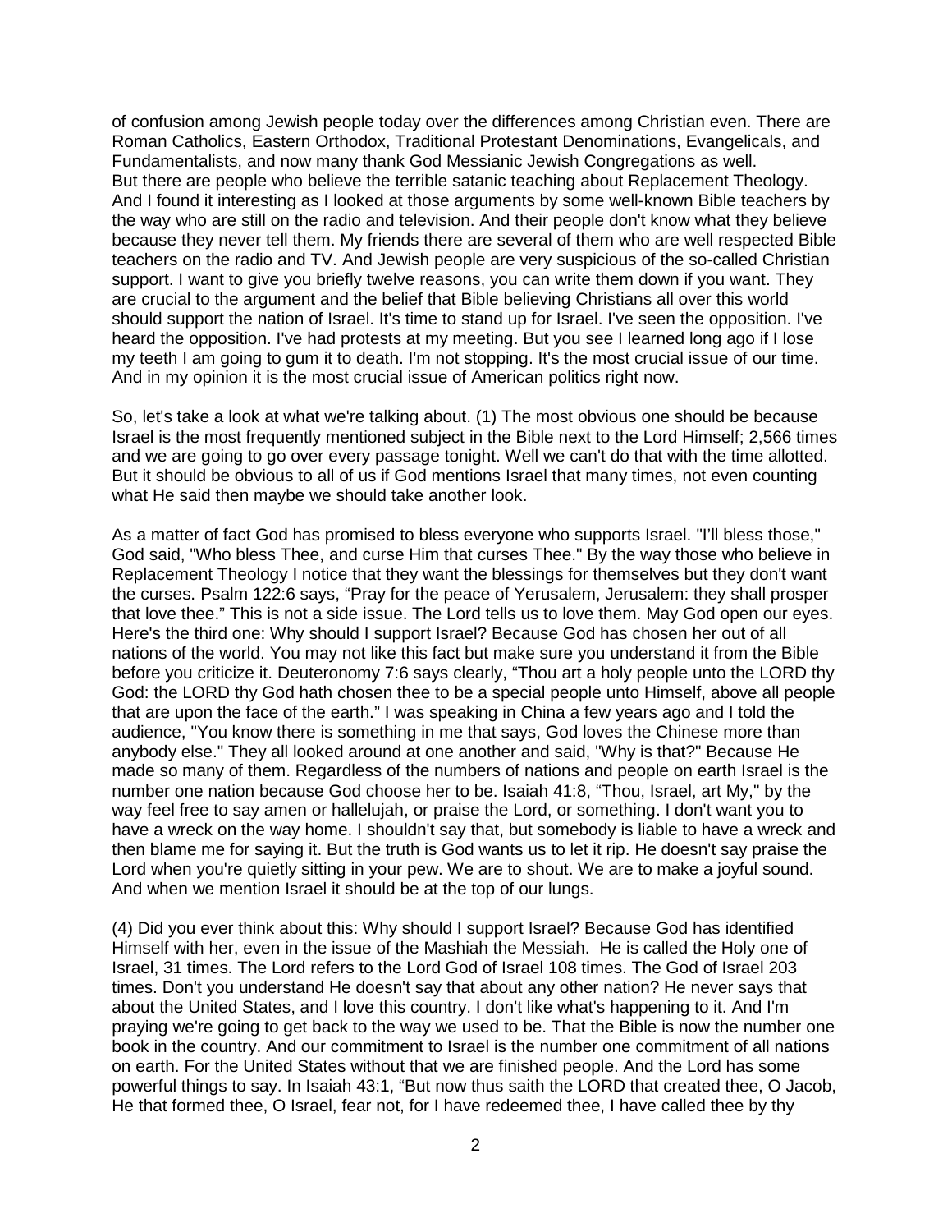of confusion among Jewish people today over the differences among Christian even. There are Roman Catholics, Eastern Orthodox, Traditional Protestant Denominations, Evangelicals, and Fundamentalists, and now many thank God Messianic Jewish Congregations as well. But there are people who believe the terrible satanic teaching about Replacement Theology. And I found it interesting as I looked at those arguments by some well-known Bible teachers by the way who are still on the radio and television. And their people don't know what they believe because they never tell them. My friends there are several of them who are well respected Bible teachers on the radio and TV. And Jewish people are very suspicious of the so-called Christian support. I want to give you briefly twelve reasons, you can write them down if you want. They are crucial to the argument and the belief that Bible believing Christians all over this world should support the nation of Israel. It's time to stand up for Israel. I've seen the opposition. I've heard the opposition. I've had protests at my meeting. But you see I learned long ago if I lose my teeth I am going to gum it to death. I'm not stopping. It's the most crucial issue of our time. And in my opinion it is the most crucial issue of American politics right now.

So, let's take a look at what we're talking about. (1) The most obvious one should be because Israel is the most frequently mentioned subject in the Bible next to the Lord Himself; 2,566 times and we are going to go over every passage tonight. Well we can't do that with the time allotted. But it should be obvious to all of us if God mentions Israel that many times, not even counting what He said then maybe we should take another look.

As a matter of fact God has promised to bless everyone who supports Israel. "I'll bless those," God said, "Who bless Thee, and curse Him that curses Thee." By the way those who believe in Replacement Theology I notice that they want the blessings for themselves but they don't want the curses. Psalm 122:6 says, "Pray for the peace of Yerusalem, Jerusalem: they shall prosper that love thee." This is not a side issue. The Lord tells us to love them. May God open our eyes. Here's the third one: Why should I support Israel? Because God has chosen her out of all nations of the world. You may not like this fact but make sure you understand it from the Bible before you criticize it. Deuteronomy 7:6 says clearly, "Thou art a holy people unto the LORD thy God: the LORD thy God hath chosen thee to be a special people unto Himself, above all people that are upon the face of the earth." I was speaking in China a few years ago and I told the audience, "You know there is something in me that says, God loves the Chinese more than anybody else." They all looked around at one another and said, "Why is that?" Because He made so many of them. Regardless of the numbers of nations and people on earth Israel is the number one nation because God choose her to be. Isaiah 41:8, "Thou, Israel, art My," by the way feel free to say amen or hallelujah, or praise the Lord, or something. I don't want you to have a wreck on the way home. I shouldn't say that, but somebody is liable to have a wreck and then blame me for saying it. But the truth is God wants us to let it rip. He doesn't say praise the Lord when you're quietly sitting in your pew. We are to shout. We are to make a joyful sound. And when we mention Israel it should be at the top of our lungs.

(4) Did you ever think about this: Why should I support Israel? Because God has identified Himself with her, even in the issue of the Mashiah the Messiah. He is called the Holy one of Israel, 31 times. The Lord refers to the Lord God of Israel 108 times. The God of Israel 203 times. Don't you understand He doesn't say that about any other nation? He never says that about the United States, and I love this country. I don't like what's happening to it. And I'm praying we're going to get back to the way we used to be. That the Bible is now the number one book in the country. And our commitment to Israel is the number one commitment of all nations on earth. For the United States without that we are finished people. And the Lord has some powerful things to say. In Isaiah 43:1, "But now thus saith the LORD that created thee, O Jacob, He that formed thee, O Israel, fear not, for I have redeemed thee, I have called thee by thy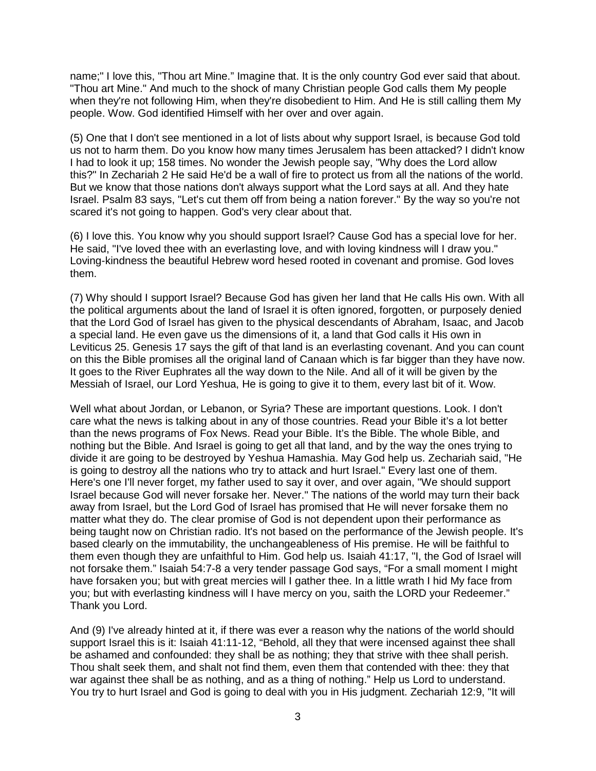name;" I love this, "Thou art Mine." Imagine that. It is the only country God ever said that about. "Thou art Mine." And much to the shock of many Christian people God calls them My people when they're not following Him, when they're disobedient to Him. And He is still calling them My people. Wow. God identified Himself with her over and over again.

(5) One that I don't see mentioned in a lot of lists about why support Israel, is because God told us not to harm them. Do you know how many times Jerusalem has been attacked? I didn't know I had to look it up; 158 times. No wonder the Jewish people say, "Why does the Lord allow this?" In Zechariah 2 He said He'd be a wall of fire to protect us from all the nations of the world. But we know that those nations don't always support what the Lord says at all. And they hate Israel. Psalm 83 says, "Let's cut them off from being a nation forever." By the way so you're not scared it's not going to happen. God's very clear about that.

(6) I love this. You know why you should support Israel? Cause God has a special love for her. He said, "I've loved thee with an everlasting love, and with loving kindness will I draw you." Loving-kindness the beautiful Hebrew word hesed rooted in covenant and promise. God loves them.

(7) Why should I support Israel? Because God has given her land that He calls His own. With all the political arguments about the land of Israel it is often ignored, forgotten, or purposely denied that the Lord God of Israel has given to the physical descendants of Abraham, Isaac, and Jacob a special land. He even gave us the dimensions of it, a land that God calls it His own in Leviticus 25. Genesis 17 says the gift of that land is an everlasting covenant. And you can count on this the Bible promises all the original land of Canaan which is far bigger than they have now. It goes to the River Euphrates all the way down to the Nile. And all of it will be given by the Messiah of Israel, our Lord Yeshua, He is going to give it to them, every last bit of it. Wow.

Well what about Jordan, or Lebanon, or Syria? These are important questions. Look. I don't care what the news is talking about in any of those countries. Read your Bible it's a lot better than the news programs of Fox News. Read your Bible. It's the Bible. The whole Bible, and nothing but the Bible. And Israel is going to get all that land, and by the way the ones trying to divide it are going to be destroyed by Yeshua Hamashia. May God help us. Zechariah said, "He is going to destroy all the nations who try to attack and hurt Israel." Every last one of them. Here's one I'll never forget, my father used to say it over, and over again, "We should support Israel because God will never forsake her. Never." The nations of the world may turn their back away from Israel, but the Lord God of Israel has promised that He will never forsake them no matter what they do. The clear promise of God is not dependent upon their performance as being taught now on Christian radio. It's not based on the performance of the Jewish people. It's based clearly on the immutability, the unchangeableness of His premise. He will be faithful to them even though they are unfaithful to Him. God help us. Isaiah 41:17, "I, the God of Israel will not forsake them." Isaiah 54:7-8 a very tender passage God says, "For a small moment I might have forsaken you; but with great mercies will I gather thee. In a little wrath I hid My face from you; but with everlasting kindness will I have mercy on you, saith the LORD your Redeemer." Thank you Lord.

And (9) I've already hinted at it, if there was ever a reason why the nations of the world should support Israel this is it: Isaiah 41:11-12, "Behold, all they that were incensed against thee shall be ashamed and confounded: they shall be as nothing; they that strive with thee shall perish. Thou shalt seek them, and shalt not find them, even them that contended with thee: they that war against thee shall be as nothing, and as a thing of nothing." Help us Lord to understand. You try to hurt Israel and God is going to deal with you in His judgment. Zechariah 12:9, "It will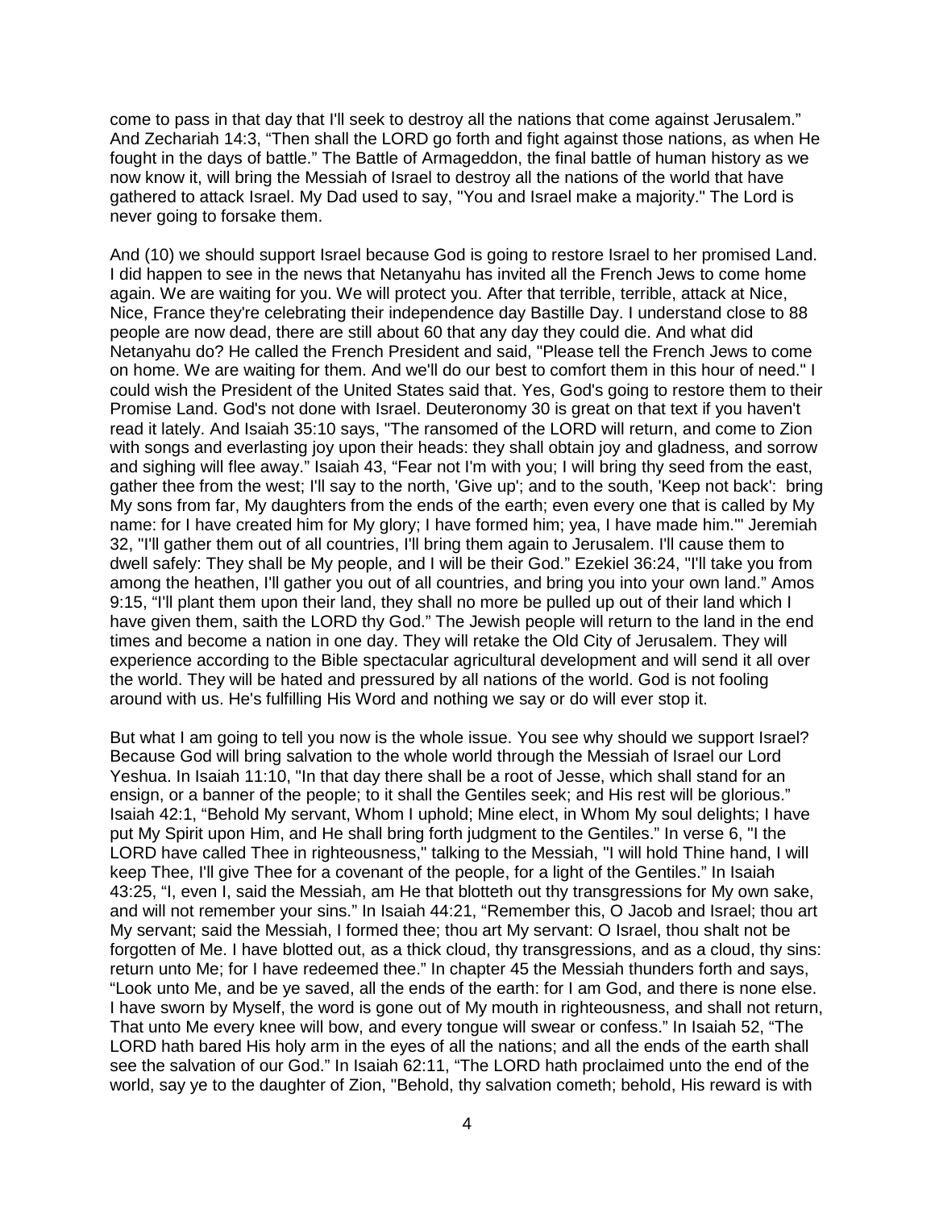come to pass in that day that I'll seek to destroy all the nations that come against Jerusalem." And Zechariah 14:3, "Then shall the LORD go forth and fight against those nations, as when He fought in the days of battle." The Battle of Armageddon, the final battle of human history as we now know it, will bring the Messiah of Israel to destroy all the nations of the world that have gathered to attack Israel. My Dad used to say, "You and Israel make a majority." The Lord is never going to forsake them.

And (10) we should support Israel because God is going to restore Israel to her promised Land. I did happen to see in the news that Netanyahu has invited all the French Jews to come home again. We are waiting for you. We will protect you. After that terrible, terrible, attack at Nice, Nice, France they're celebrating their independence day Bastille Day. I understand close to 88 people are now dead, there are still about 60 that any day they could die. And what did Netanyahu do? He called the French President and said, "Please tell the French Jews to come on home. We are waiting for them. And we'll do our best to comfort them in this hour of need." I could wish the President of the United States said that. Yes, God's going to restore them to their Promise Land. God's not done with Israel. Deuteronomy 30 is great on that text if you haven't read it lately. And Isaiah 35:10 says, "The ransomed of the LORD will return, and come to Zion with songs and everlasting joy upon their heads: they shall obtain joy and gladness, and sorrow and sighing will flee away." Isaiah 43, "Fear not I'm with you; I will bring thy seed from the east, gather thee from the west; I'll say to the north, 'Give up'; and to the south, 'Keep not back': bring My sons from far, My daughters from the ends of the earth; even every one that is called by My name: for I have created him for My glory; I have formed him; yea, I have made him.'" Jeremiah 32, "I'll gather them out of all countries, I'll bring them again to Jerusalem. I'll cause them to dwell safely: They shall be My people, and I will be their God." Ezekiel 36:24, "I'll take you from among the heathen, I'll gather you out of all countries, and bring you into your own land." Amos 9:15, "I'll plant them upon their land, they shall no more be pulled up out of their land which I have given them, saith the LORD thy God." The Jewish people will return to the land in the end times and become a nation in one day. They will retake the Old City of Jerusalem. They will experience according to the Bible spectacular agricultural development and will send it all over the world. They will be hated and pressured by all nations of the world. God is not fooling around with us. He's fulfilling His Word and nothing we say or do will ever stop it.

But what I am going to tell you now is the whole issue. You see why should we support Israel? Because God will bring salvation to the whole world through the Messiah of Israel our Lord Yeshua. In Isaiah 11:10, "In that day there shall be a root of Jesse, which shall stand for an ensign, or a banner of the people; to it shall the Gentiles seek; and His rest will be glorious." Isaiah 42:1, "Behold My servant, Whom I uphold; Mine elect, in Whom My soul delights; I have put My Spirit upon Him, and He shall bring forth judgment to the Gentiles." In verse 6, "I the LORD have called Thee in righteousness," talking to the Messiah, "I will hold Thine hand, I will keep Thee, I'll give Thee for a covenant of the people, for a light of the Gentiles." In Isaiah 43:25, "I, even I, said the Messiah, am He that blotteth out thy transgressions for My own sake, and will not remember your sins." In Isaiah 44:21, "Remember this, O Jacob and Israel; thou art My servant; said the Messiah, I formed thee; thou art My servant: O Israel, thou shalt not be forgotten of Me. I have blotted out, as a thick cloud, thy transgressions, and as a cloud, thy sins: return unto Me; for I have redeemed thee." In chapter 45 the Messiah thunders forth and says, "Look unto Me, and be ye saved, all the ends of the earth: for I am God, and there is none else. I have sworn by Myself, the word is gone out of My mouth in righteousness, and shall not return, That unto Me every knee will bow, and every tongue will swear or confess." In Isaiah 52, "The LORD hath bared His holy arm in the eyes of all the nations; and all the ends of the earth shall see the salvation of our God." In Isaiah 62:11, "The LORD hath proclaimed unto the end of the world, say ye to the daughter of Zion, "Behold, thy salvation cometh; behold, His reward is with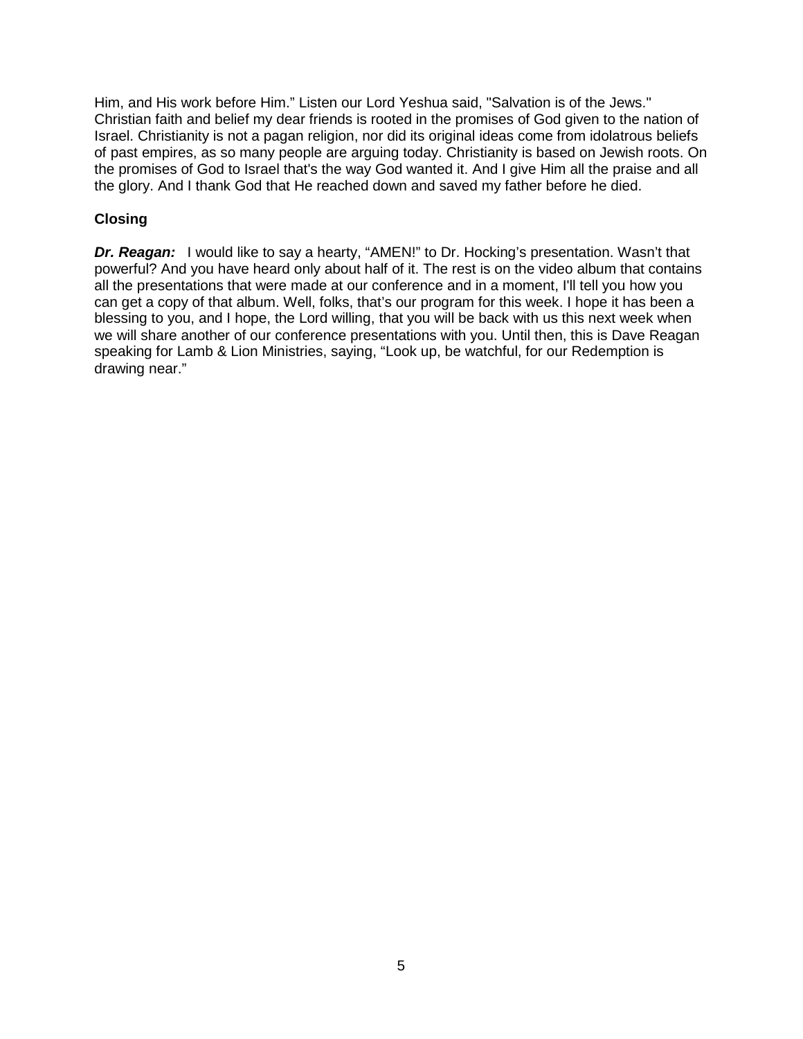Him, and His work before Him." Listen our Lord Yeshua said, "Salvation is of the Jews." Christian faith and belief my dear friends is rooted in the promises of God given to the nation of Israel. Christianity is not a pagan religion, nor did its original ideas come from idolatrous beliefs of past empires, as so many people are arguing today. Christianity is based on Jewish roots. On the promises of God to Israel that's the way God wanted it. And I give Him all the praise and all the glory. And I thank God that He reached down and saved my father before he died.

### Closing

***Dr. Reagan:*** I would like to say a hearty, "AMEN!" to Dr. Hocking's presentation. Wasn't that powerful? And you have heard only about half of it. The rest is on the video album that contains all the presentations that were made at our conference and in a moment, I'll tell you how you can get a copy of that album. Well, folks, that's our program for this week. I hope it has been a blessing to you, and I hope, the Lord willing, that you will be back with us this next week when we will share another of our conference presentations with you. Until then, this is Dave Reagan speaking for Lamb & Lion Ministries, saying, "Look up, be watchful, for our Redemption is drawing near."